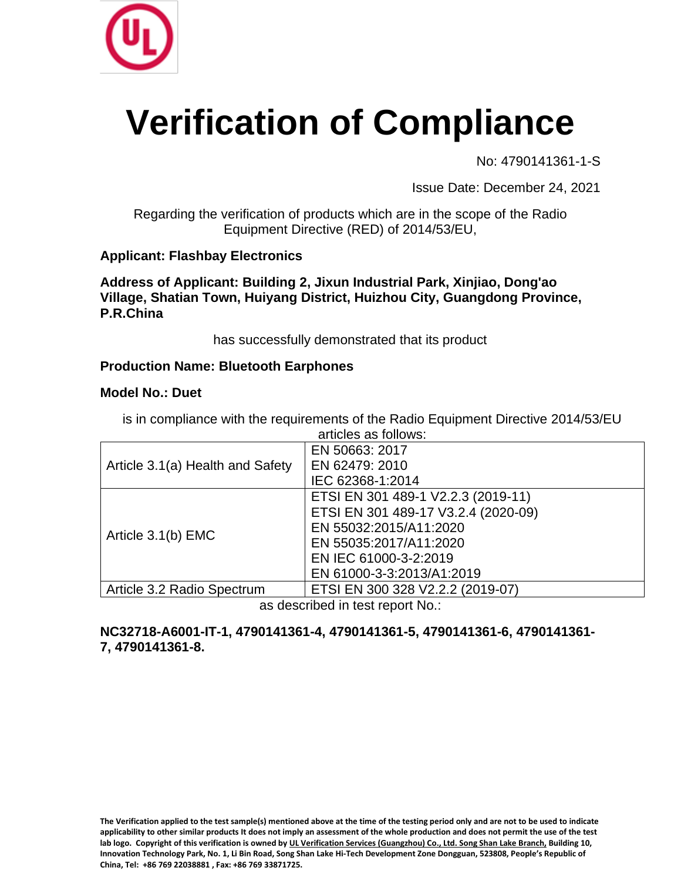# Verification of Compliance

No: 4790141361-1-S

Issue Date: December 24, 2021

Regarding the verification of products which are in the scope of the Radio Equipment Directive (RED) of 2014/53/EU,

**Applicant: Flashbay Electronics**

**Address of Applicant: Building 2, Jixun Industrial Park, Xinjiao, Dong'ao Village, Shatian Town, Huiyang District, Huizhou City, Guangdong Province, P.R.China**

has successfully demonstrated that its product

**Production Name: Bluetooth Earphones**

**Model No.: Duet**

is in compliance with the requirements of the Radio Equipment Directive 2014/53/EU articles as follows:

| | |
|---|---|
| Article 3.1(a) Health and Safety | EN 50663: 2017<br>EN 62479: 2010<br>IEC 62368-1:2014 |
| Article 3.1(b) EMC | ETSI EN 301 489-1 V2.2.3 (2019-11)<br>ETSI EN 301 489-17 V3.2.4 (2020-09)<br>EN 55032:2015/A11:2020<br>EN 55035:2017/A11:2020<br>EN IEC 61000-3-2:2019<br>EN 61000-3-3:2013/A1:2019 |
| Article 3.2 Radio Spectrum | ETSI EN 300 328 V2.2.2 (2019-07) |

as described in test report No.:

**NC32718-A6001-IT-1, 4790141361-4, 4790141361-5, 4790141361-6, 4790141361-7, 4790141361-8.**

**The Verification applied to the test sample(s) mentioned above at the time of the testing period only and are not to be used to indicate applicability to other similar products It does not imply an assessment of the whole production and does not permit the use of the test lab logo. Copyright of this verification is owned by UL Verification Services (Guangzhou) Co., Ltd. Song Shan Lake Branch, Building 10, Innovation Technology Park, No. 1, Li Bin Road, Song Shan Lake Hi-Tech Development Zone Dongguan, 523808, People's Republic of China, Tel: +86 769 22038881 , Fax: +86 769 33871725.**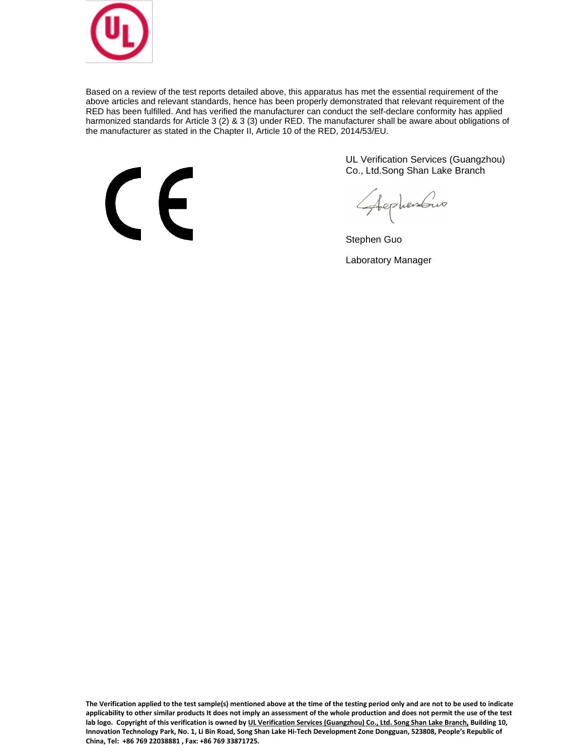Based on a review of the test reports detailed above, this apparatus has met the essential requirement of the above articles and relevant standards, hence has been properly demonstrated that relevant requirement of the RED has been fulfilled. And has verified the manufacturer can conduct the self-declare conformity has applied harmonized standards for Article 3 (2) & 3 (3) under RED. The manufacturer shall be aware about obligations of the manufacturer as stated in the Chapter II, Article 10 of the RED, 2014/53/EU.

UL Verification Services (Guangzhou) Co., Ltd.Song Shan Lake Branch

Stephen Guo

Laboratory Manager

**The Verification applied to the test sample(s) mentioned above at the time of the testing period only and are not to be used to indicate applicability to other similar products It does not imply an assessment of the whole production and does not permit the use of the test lab logo. Copyright of this verification is owned by UL Verification Services (Guangzhou) Co., Ltd. Song Shan Lake Branch, Building 10, Innovation Technology Park, No. 1, Li Bin Road, Song Shan Lake Hi-Tech Development Zone Dongguan, 523808, People's Republic of China, Tel: +86 769 22038881 , Fax: +86 769 33871725.**